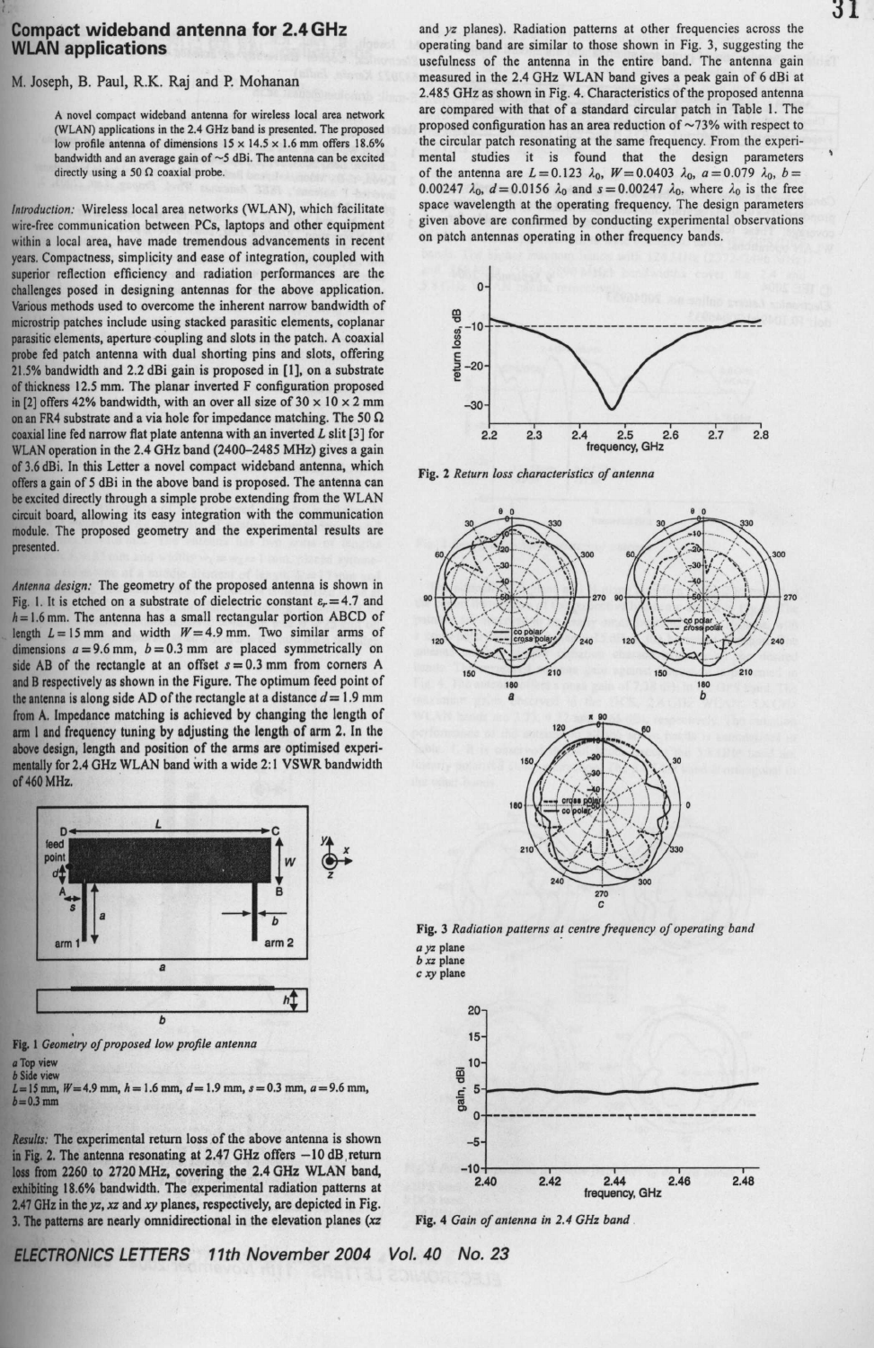# Compact wideband antenna for 2.4 GHz WLAN applications

M. Joseph, B. Paul, R.K. Raj and P. Mohanan

A novel compact wideband antenna for wireless local area network (WLAN) applications in the 2.4 GHz band is presented. The proposed low profile antenna of dimensions 15 × 14.5 × 1.6 mm offers 18.6% bandwidth and an average gain of ~5 dBi. The antenna can be excited directly using a 50 Ω coaxial probe.

*Introduction:* Wireless local area networks (WLAN), which facilitate wire-free communication between PCs, laptops and other equipment within a local area, have made tremendous advancements in recent years. Compactness, simplicity and ease of integration, coupled with superior reflection efficiency and radiation performances are the challenges posed in designing antennas for the above application. Various methods used to overcome the inherent narrow bandwidth of microstrip patches include using stacked parasitic elements, coplanar parasitic elements, aperture coupling and slots in the patch. A coaxial probe fed patch antenna with dual shorting pins and slots, offering 21.5% bandwidth and 2.2 dBi gain is proposed in [1], on a substrate of thickness 12.5 mm. The planar inverted F configuration proposed in [2] offers 42% bandwidth, with an over all size of 30 × 10 × 2 mm on an FR4 substrate and a via hole for impedance matching. The 50 Ω coaxial line fed narrow flat plate antenna with an inverted *L* slit [3] for WLAN operation in the 2.4 GHz band (2400–2485 MHz) gives a gain of 3.6 dBi. In this Letter a novel compact wideband antenna, which offers a gain of 5 dBi in the above band is proposed. The antenna can be excited directly through a simple probe extending from the WLAN circuit board, allowing its easy integration with the communication module. The proposed geometry and the experimental results are presented.

*Antenna design:* The geometry of the proposed antenna is shown in Fig. 1. It is etched on a substrate of dielectric constant $\varepsilon_r = 4.7$ and $h = 1.6$ mm. The antenna has a small rectangular portion ABCD of length $L = 15$ mm and width $W = 4.9$ mm. Two similar arms of dimensions $a = 9.6$ mm, $b = 0.3$ mm are placed symmetrically on side AB of the rectangle at an offset $s = 0.3$ mm from corners A and B respectively as shown in the Figure. The optimum feed point of the antenna is along side AD of the rectangle at a distance $d = 1.9$ mm from A. Impedance matching is achieved by changing the length of arm 1 and frequency tuning by adjusting the length of arm 2. In the above design, length and position of the arms are optimised experimentally for 2.4 GHz WLAN band with a wide 2:1 VSWR bandwidth of 460 MHz.

Fig. 1 *Geometry of proposed low profile antenna*
*a* Top view
*b* Side view
$L = 15$ mm, $W = 4.9$ mm, $h = 1.6$ mm, $d = 1.9$ mm, $s = 0.3$ mm, $a = 9.6$ mm, $b = 0.3$ mm

*Results:* The experimental return loss of the above antenna is shown in Fig. 2. The antenna resonating at 2.47 GHz offers −10 dB return loss from 2260 to 2720 MHz, covering the 2.4 GHz WLAN band, exhibiting 18.6% bandwidth. The experimental radiation patterns at 2.47 GHz in the *yz*, *xz* and *xy* planes, respectively, are depicted in Fig. 3. The patterns are nearly omnidirectional in the elevation planes (*xz* and *yz* planes). Radiation patterns at other frequencies across the operating band are similar to those shown in Fig. 3, suggesting the usefulness of the antenna in the entire band. The antenna gain measured in the 2.4 GHz WLAN band gives a peak gain of 6 dBi at 2.485 GHz as shown in Fig. 4. Characteristics of the proposed antenna are compared with that of a standard circular patch in Table 1. The proposed configuration has an area reduction of ~73% with respect to the circular patch resonating at the same frequency. From the experimental studies it is found that the design parameters of the antenna are $L = 0.123\ \lambda_0$, $W = 0.0403\ \lambda_0$, $a = 0.079\ \lambda_0$, $b = 0.00247\ \lambda_0$, $d = 0.0156\ \lambda_0$ and $s = 0.00247\ \lambda_0$, where $\lambda_0$ is the free space wavelength at the operating frequency. The design parameters given above are confirmed by conducting experimental observations on patch antennas operating in other frequency bands.

Fig. 2 *Return loss characteristics of antenna*

Fig. 3 *Radiation patterns at centre frequency of operating band*
*a yz* plane
*b xz* plane
*c xy* plane

Fig. 4 *Gain of antenna in 2.4 GHz band*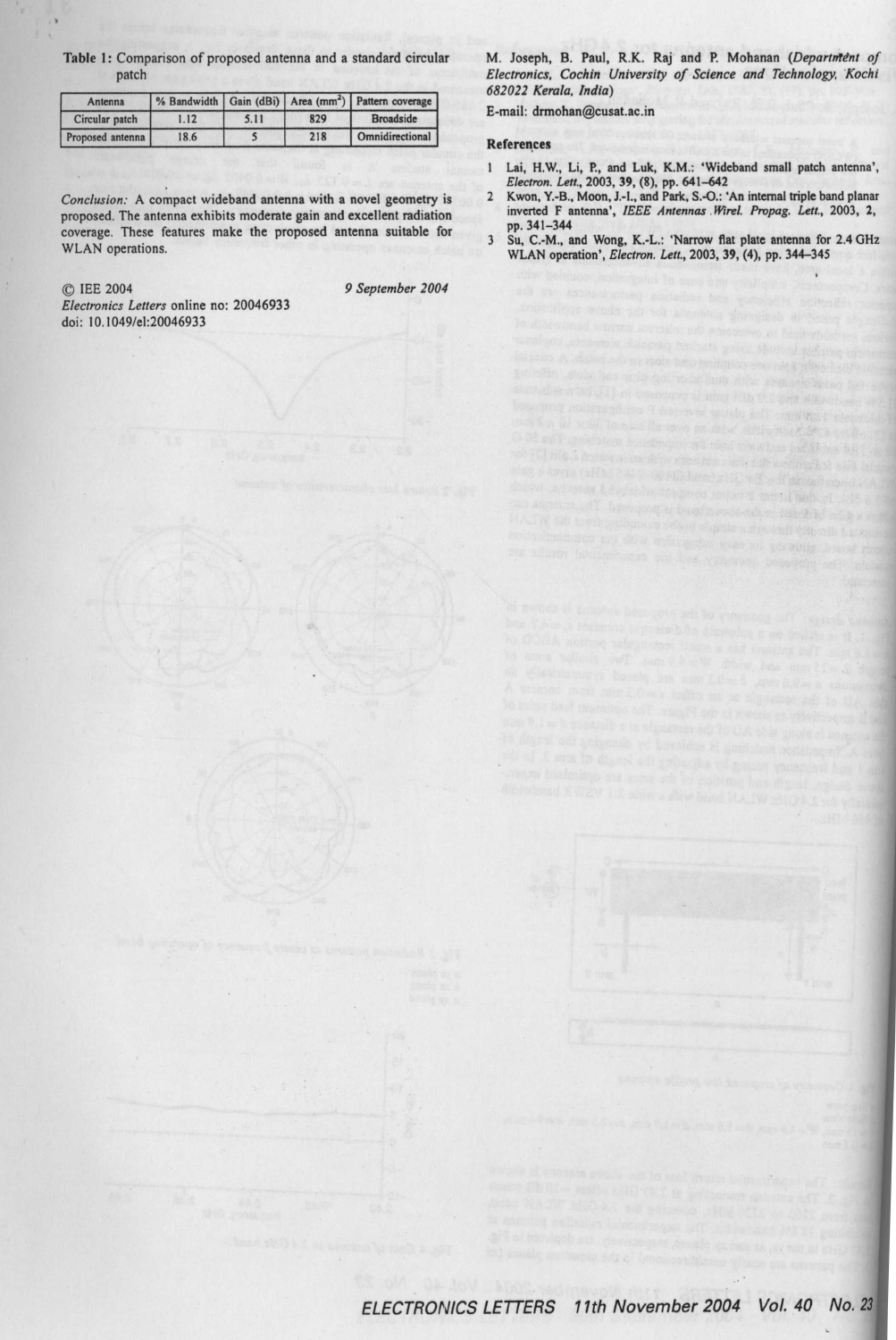Table 1: Comparison of proposed antenna and a standard circular patch

| Antenna | % Bandwidth | Gain (dBi) | Area (mm$^2$) | Pattern coverage |
|---|---|---|---|---|
| Circular patch | 1.12 | 5.11 | 829 | Broadside |
| Proposed antenna | 18.6 | 5 | 218 | Omnidirectional |

*Conclusion:* A compact wideband antenna with a novel geometry is proposed. The antenna exhibits moderate gain and excellent radiation coverage. These features make the proposed antenna suitable for WLAN operations.

© IEE 2004 — 9 September 2004

*Electronics Letters* online no: 20046933

doi: 10.1049/el:20046933

M. Joseph, B. Paul, R.K. Raj and P. Mohanan (*Department of Electronics, Cochin University of Science and Technology, Kochi 682022 Kerala, India*)

E-mail: drmohan@cusat.ac.in

## References

1. Lai, H.W., Li, P., and Luk, K.M.: 'Wideband small patch antenna', *Electron. Lett.*, 2003, 39, (8), pp. 641–642
2. Kwon, Y.-B., Moon, J.-I., and Park, S.-O.: 'An internal triple band planar inverted F antenna', *IEEE Antennas Wirel. Propag. Lett.*, 2003, 2, pp. 341–344
3. Su, C.-M., and Wong, K.-L.: 'Narrow flat plate antenna for 2.4 GHz WLAN operation', *Electron. Lett.*, 2003, 39, (4), pp. 344–345